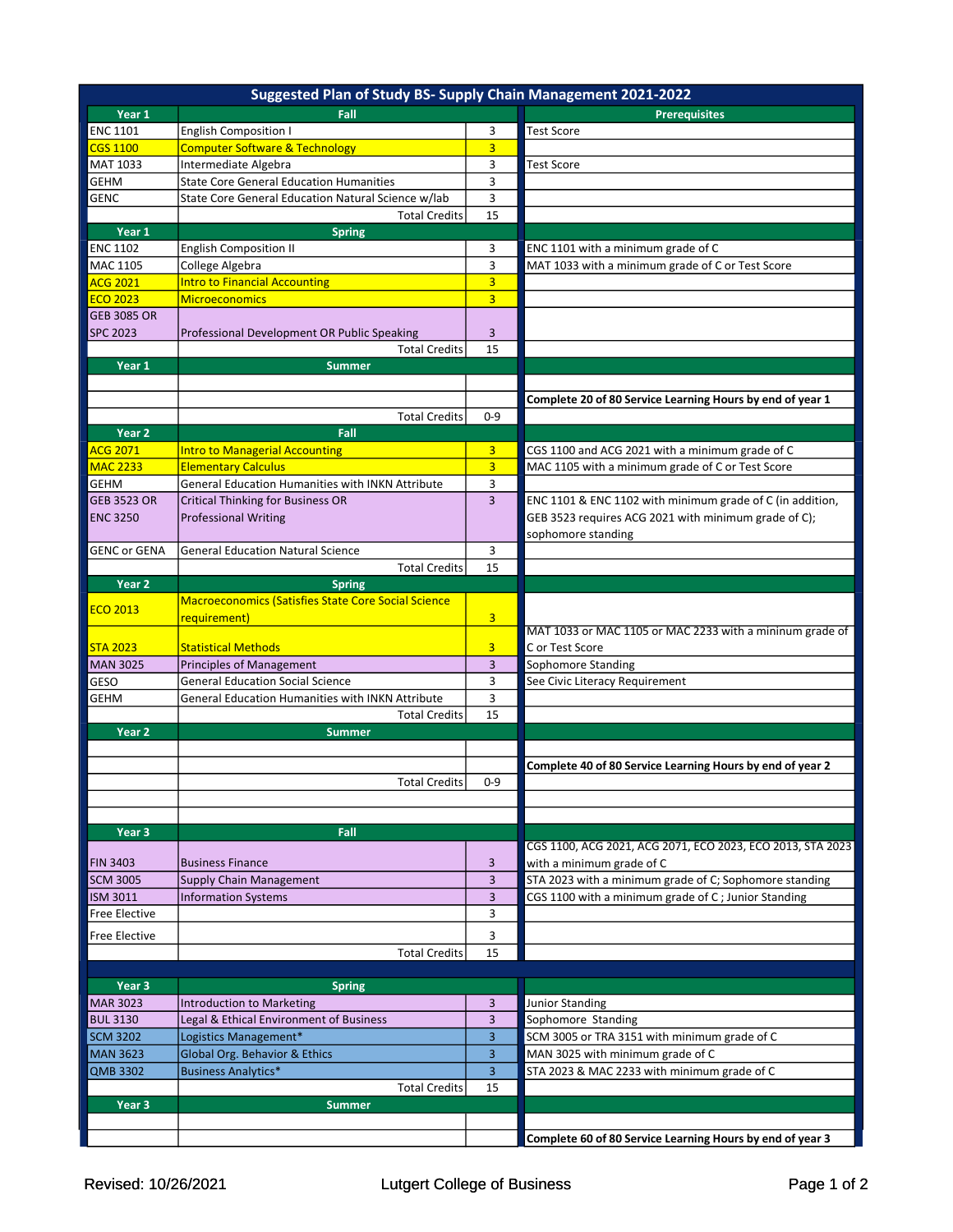# Suggested Plan of Study BS- Supply Chain Management 2021-2022

| Year 1 | Fall | | Prerequisites |
|---|---|---|---|
| ENC 1101 | English Composition I | 3 | Test Score |
| CGS 1100 | Computer Software & Technology | 3 | |
| MAT 1033 | Intermediate Algebra | 3 | Test Score |
| GEHM | State Core General Education Humanities | 3 | |
| GENC | State Core General Education Natural Science w/lab | 3 | |
| | Total Credits | 15 | |
| **Year 1** | **Spring** | | |
| ENC 1102 | English Composition II | 3 | ENC 1101 with a minimum grade of C |
| MAC 1105 | College Algebra | 3 | MAT 1033 with a minimum grade of C or Test Score |
| ACG 2021 | Intro to Financial Accounting | 3 | |
| ECO 2023 | Microeconomics | 3 | |
| GEB 3085 OR SPC 2023 | Professional Development OR Public Speaking | 3 | |
| | Total Credits | 15 | |
| **Year 1** | **Summer** | | |
| | | | |
| | | | **Complete 20 of 80 Service Learning Hours by end of year 1** |
| | Total Credits | 0-9 | |
| **Year 2** | **Fall** | | |
| ACG 2071 | Intro to Managerial Accounting | 3 | CGS 1100 and ACG 2021 with a minimum grade of C |
| MAC 2233 | Elementary Calculus | 3 | MAC 1105 with a minimum grade of C or Test Score |
| GEHM | General Education Humanities with INKN Attribute | 3 | |
| GEB 3523 OR ENC 3250 | Critical Thinking for Business OR Professional Writing | 3 | ENC 1101 & ENC 1102 with minimum grade of C (in addition, GEB 3523 requires ACG 2021 with minimum grade of C); sophomore standing |
| GENC or GENA | General Education Natural Science | 3 | |
| | Total Credits | 15 | |
| **Year 2** | **Spring** | | |
| ECO 2013 | Macroeconomics (Satisfies State Core Social Science requirement) | 3 | |
| STA 2023 | Statistical Methods | 3 | MAT 1033 or MAC 1105 or MAC 2233 with a mininum grade of C or Test Score |
| MAN 3025 | Principles of Management | 3 | Sophomore Standing |
| GESO | General Education Social Science | 3 | See Civic Literacy Requirement |
| GEHM | General Education Humanities with INKN Attribute | 3 | |
| | Total Credits | 15 | |
| **Year 2** | **Summer** | | |
| | | | |
| | | | **Complete 40 of 80 Service Learning Hours by end of year 2** |
| | Total Credits | 0-9 | |
| **Year 3** | **Fall** | | |
| FIN 3403 | Business Finance | 3 | CGS 1100, ACG 2021, ACG 2071, ECO 2023, ECO 2013, STA 2023 with a minimum grade of C |
| SCM 3005 | Supply Chain Management | 3 | STA 2023 with a minimum grade of C; Sophomore standing |
| ISM 3011 | Information Systems | 3 | CGS 1100 with a minimum grade of C ; Junior Standing |
| Free Elective | | 3 | |
| Free Elective | | 3 | |
| | Total Credits | 15 | |
| **Year 3** | **Spring** | | |
| MAR 3023 | Introduction to Marketing | 3 | Junior Standing |
| BUL 3130 | Legal & Ethical Environment of Business | 3 | Sophomore Standing |
| SCM 3202 | Logistics Management* | 3 | SCM 3005 or TRA 3151 with minimum grade of C |
| MAN 3623 | Global Org. Behavior & Ethics | 3 | MAN 3025 with minimum grade of C |
| QMB 3302 | Business Analytics* | 3 | STA 2023 & MAC 2233 with minimum grade of C |
| | Total Credits | 15 | |
| **Year 3** | **Summer** | | |
| | | | |
| | | | **Complete 60 of 80 Service Learning Hours by end of year 3** |

Revised: 10/26/2021 Lutgert College of Business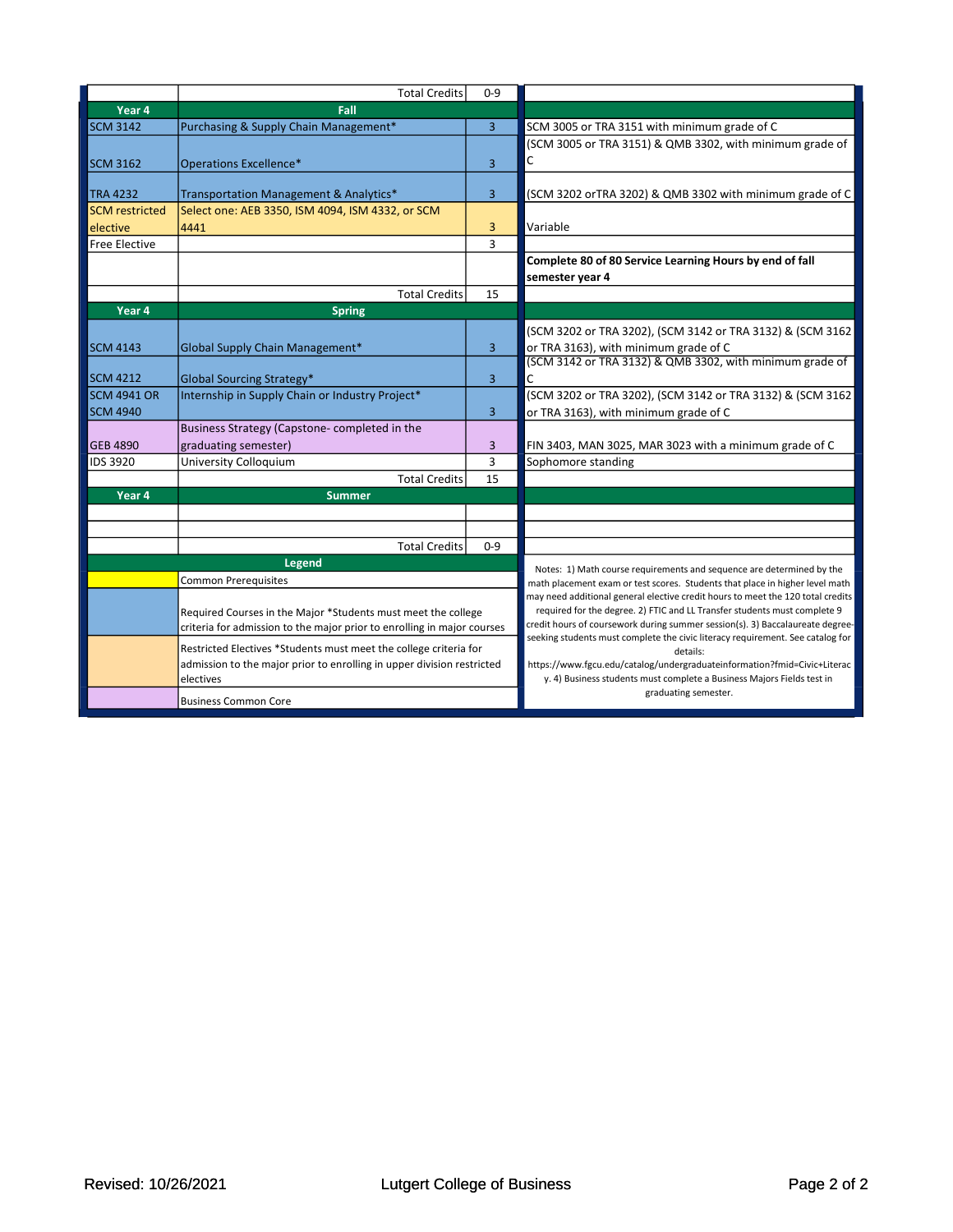| | | | |
|---|---|---|---|
| | Total Credits | 0-9 | |
| **Year 4** | **Fall** | | |
| SCM 3142 | Purchasing & Supply Chain Management* | 3 | SCM 3005 or TRA 3151 with minimum grade of C |
| SCM 3162 | Operations Excellence* | 3 | (SCM 3005 or TRA 3151) & QMB 3302, with minimum grade of C |
| TRA 4232 | Transportation Management & Analytics* | 3 | (SCM 3202 orTRA 3202) & QMB 3302 with minimum grade of C |
| SCM restricted elective | Select one: AEB 3350, ISM 4094, ISM 4332, or SCM 4441 | 3 | Variable |
| Free Elective | | 3 | |
| | | | **Complete 80 of 80 Service Learning Hours by end of fall semester year 4** |
| | Total Credits | 15 | |
| **Year 4** | **Spring** | | |
| SCM 4143 | Global Supply Chain Management* | 3 | (SCM 3202 or TRA 3202), (SCM 3142 or TRA 3132) & (SCM 3162 or TRA 3163), with minimum grade of C |
| SCM 4212 | Global Sourcing Strategy* | 3 | (SCM 3142 or TRA 3132) & QMB 3302, with minimum grade of C |
| SCM 4941 OR SCM 4940 | Internship in Supply Chain or Industry Project* | 3 | (SCM 3202 or TRA 3202), (SCM 3142 or TRA 3132) & (SCM 3162 or TRA 3163), with minimum grade of C |
| GEB 4890 | Business Strategy (Capstone- completed in the graduating semester) | 3 | FIN 3403, MAN 3025, MAR 3023 with a minimum grade of C |
| IDS 3920 | University Colloquium | 3 | Sophomore standing |
| | Total Credits | 15 | |
| **Year 4** | **Summer** | | |
| | | | |
| | | | |
| | Total Credits | 0-9 | |

| **Legend** | |
|---|---|
| (Yellow) | Common Prerequisites |
| (Blue) | Required Courses in the Major *Students must meet the college criteria for admission to the major prior to enrolling in major courses |
| (Orange) | Restricted Electives *Students must meet the college criteria for admission to the major prior to enrolling in upper division restricted electives |
| (Purple) | Business Common Core |

Notes: 1) Math course requirements and sequence are determined by the math placement exam or test scores. Students that place in higher level math may need additional general elective credit hours to meet the 120 total credits required for the degree. 2) FTIC and LL Transfer students must complete 9 credit hours of coursework during summer session(s). 3) Baccalaureate degree-seeking students must complete the civic literacy requirement. See catalog for details: https://www.fgcu.edu/catalog/undergraduateinformation?fmid=Civic+Literacy. 4) Business students must complete a Business Majors Fields test in graduating semester.

Revised: 10/26/2021

Lutgert College of Business